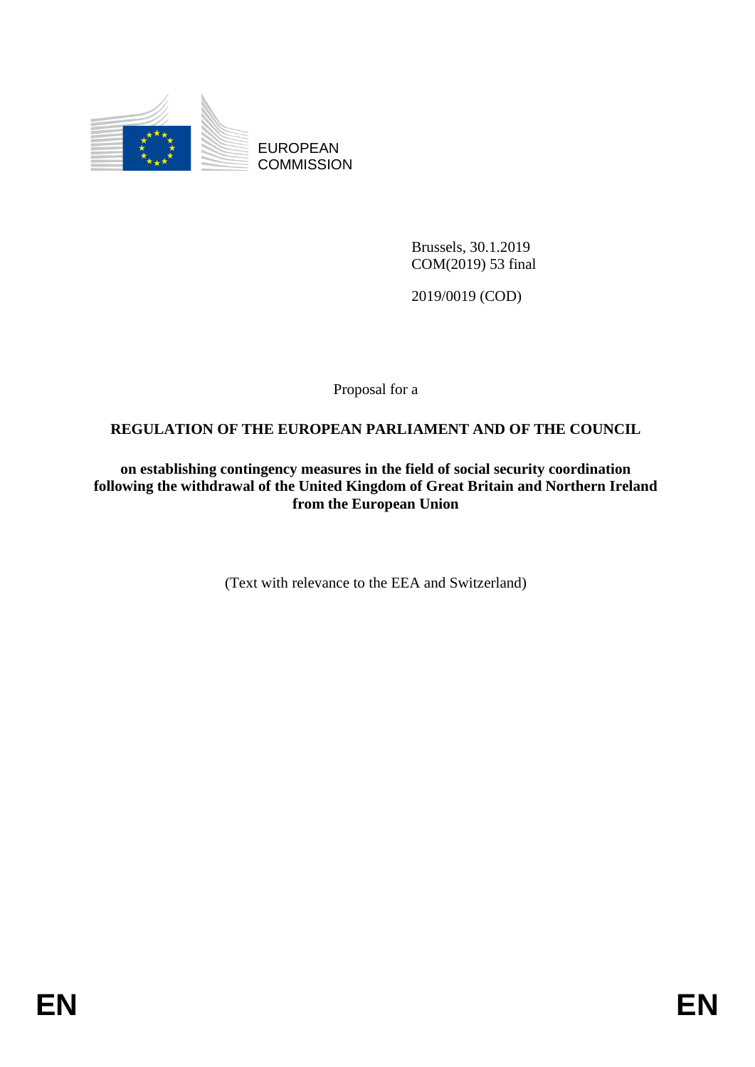EUROPEAN COMMISSION

Brussels, 30.1.2019
COM(2019) 53 final

2019/0019 (COD)

Proposal for a

# REGULATION OF THE EUROPEAN PARLIAMENT AND OF THE COUNCIL

## on establishing contingency measures in the field of social security coordination following the withdrawal of the United Kingdom of Great Britain and Northern Ireland from the European Union

(Text with relevance to the EEA and Switzerland)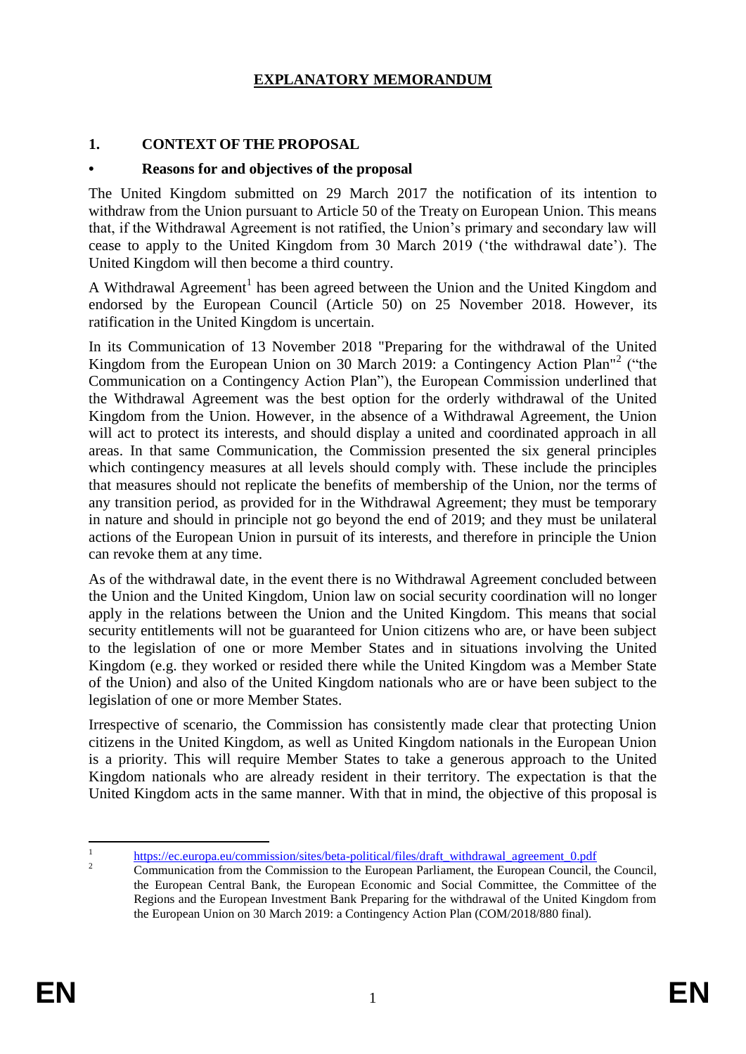# EXPLANATORY MEMORANDUM

## 1. CONTEXT OF THE PROPOSAL

### • Reasons for and objectives of the proposal

The United Kingdom submitted on 29 March 2017 the notification of its intention to withdraw from the Union pursuant to Article 50 of the Treaty on European Union. This means that, if the Withdrawal Agreement is not ratified, the Union's primary and secondary law will cease to apply to the United Kingdom from 30 March 2019 ('the withdrawal date'). The United Kingdom will then become a third country.

A Withdrawal Agreement[1] has been agreed between the Union and the United Kingdom and endorsed by the European Council (Article 50) on 25 November 2018. However, its ratification in the United Kingdom is uncertain.

In its Communication of 13 November 2018 "Preparing for the withdrawal of the United Kingdom from the European Union on 30 March 2019: a Contingency Action Plan"[2] ("the Communication on a Contingency Action Plan"), the European Commission underlined that the Withdrawal Agreement was the best option for the orderly withdrawal of the United Kingdom from the Union. However, in the absence of a Withdrawal Agreement, the Union will act to protect its interests, and should display a united and coordinated approach in all areas. In that same Communication, the Commission presented the six general principles which contingency measures at all levels should comply with. These include the principles that measures should not replicate the benefits of membership of the Union, nor the terms of any transition period, as provided for in the Withdrawal Agreement; they must be temporary in nature and should in principle not go beyond the end of 2019; and they must be unilateral actions of the European Union in pursuit of its interests, and therefore in principle the Union can revoke them at any time.

As of the withdrawal date, in the event there is no Withdrawal Agreement concluded between the Union and the United Kingdom, Union law on social security coordination will no longer apply in the relations between the Union and the United Kingdom. This means that social security entitlements will not be guaranteed for Union citizens who are, or have been subject to the legislation of one or more Member States and in situations involving the United Kingdom (e.g. they worked or resided there while the United Kingdom was a Member State of the Union) and also of the United Kingdom nationals who are or have been subject to the legislation of one or more Member States.

Irrespective of scenario, the Commission has consistently made clear that protecting Union citizens in the United Kingdom, as well as United Kingdom nationals in the European Union is a priority. This will require Member States to take a generous approach to the United Kingdom nationals who are already resident in their territory. The expectation is that the United Kingdom acts in the same manner. With that in mind, the objective of this proposal is

---

[1] https://ec.europa.eu/commission/sites/beta-political/files/draft_withdrawal_agreement_0.pdf

[2] Communication from the Commission to the European Parliament, the European Council, the Council, the European Central Bank, the European Economic and Social Committee, the Committee of the Regions and the European Investment Bank Preparing for the withdrawal of the United Kingdom from the European Union on 30 March 2019: a Contingency Action Plan (COM/2018/880 final).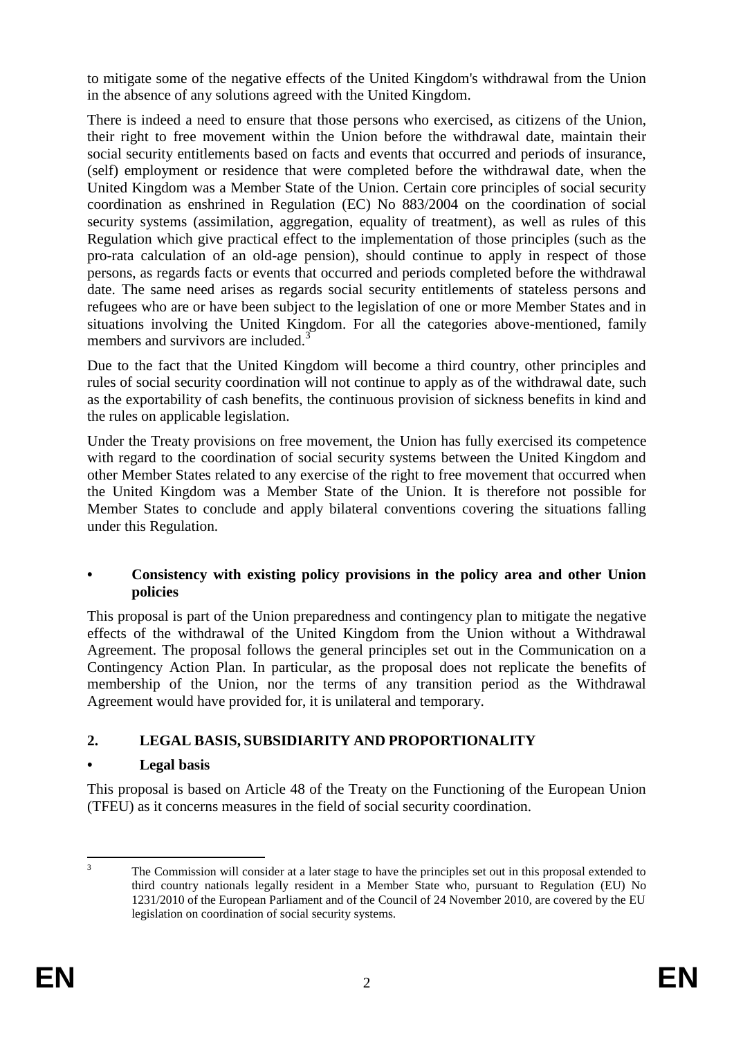to mitigate some of the negative effects of the United Kingdom's withdrawal from the Union in the absence of any solutions agreed with the United Kingdom.

There is indeed a need to ensure that those persons who exercised, as citizens of the Union, their right to free movement within the Union before the withdrawal date, maintain their social security entitlements based on facts and events that occurred and periods of insurance, (self) employment or residence that were completed before the withdrawal date, when the United Kingdom was a Member State of the Union. Certain core principles of social security coordination as enshrined in Regulation (EC) No 883/2004 on the coordination of social security systems (assimilation, aggregation, equality of treatment), as well as rules of this Regulation which give practical effect to the implementation of those principles (such as the pro-rata calculation of an old-age pension), should continue to apply in respect of those persons, as regards facts or events that occurred and periods completed before the withdrawal date. The same need arises as regards social security entitlements of stateless persons and refugees who are or have been subject to the legislation of one or more Member States and in situations involving the United Kingdom. For all the categories above-mentioned, family members and survivors are included.[3]

Due to the fact that the United Kingdom will become a third country, other principles and rules of social security coordination will not continue to apply as of the withdrawal date, such as the exportability of cash benefits, the continuous provision of sickness benefits in kind and the rules on applicable legislation.

Under the Treaty provisions on free movement, the Union has fully exercised its competence with regard to the coordination of social security systems between the United Kingdom and other Member States related to any exercise of the right to free movement that occurred when the United Kingdom was a Member State of the Union. It is therefore not possible for Member States to conclude and apply bilateral conventions covering the situations falling under this Regulation.

- **Consistency with existing policy provisions in the policy area and other Union policies**

This proposal is part of the Union preparedness and contingency plan to mitigate the negative effects of the withdrawal of the United Kingdom from the Union without a Withdrawal Agreement. The proposal follows the general principles set out in the Communication on a Contingency Action Plan. In particular, as the proposal does not replicate the benefits of membership of the Union, nor the terms of any transition period as the Withdrawal Agreement would have provided for, it is unilateral and temporary.

## 2. LEGAL BASIS, SUBSIDIARITY AND PROPORTIONALITY

- **Legal basis**

This proposal is based on Article 48 of the Treaty on the Functioning of the European Union (TFEU) as it concerns measures in the field of social security coordination.

---

[3] The Commission will consider at a later stage to have the principles set out in this proposal extended to third country nationals legally resident in a Member State who, pursuant to Regulation (EU) No 1231/2010 of the European Parliament and of the Council of 24 November 2010, are covered by the EU legislation on coordination of social security systems.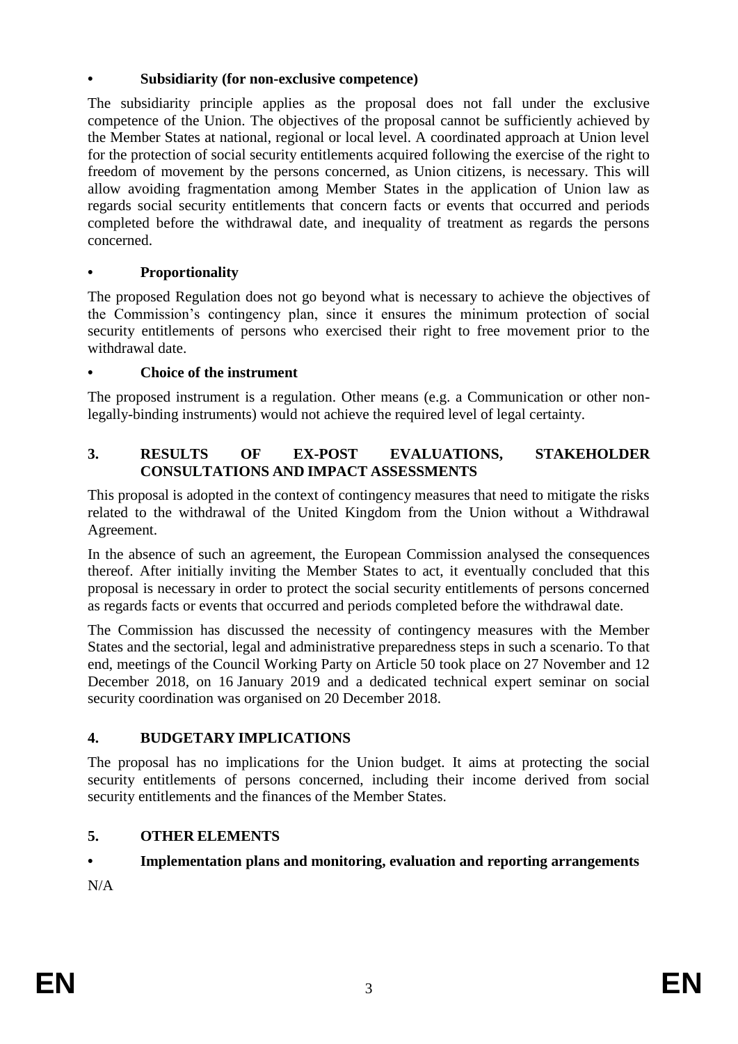- **Subsidiarity (for non-exclusive competence)**

The subsidiarity principle applies as the proposal does not fall under the exclusive competence of the Union. The objectives of the proposal cannot be sufficiently achieved by the Member States at national, regional or local level. A coordinated approach at Union level for the protection of social security entitlements acquired following the exercise of the right to freedom of movement by the persons concerned, as Union citizens, is necessary. This will allow avoiding fragmentation among Member States in the application of Union law as regards social security entitlements that concern facts or events that occurred and periods completed before the withdrawal date, and inequality of treatment as regards the persons concerned.

- **Proportionality**

The proposed Regulation does not go beyond what is necessary to achieve the objectives of the Commission's contingency plan, since it ensures the minimum protection of social security entitlements of persons who exercised their right to free movement prior to the withdrawal date.

- **Choice of the instrument**

The proposed instrument is a regulation. Other means (e.g. a Communication or other non-legally-binding instruments) would not achieve the required level of legal certainty.

## 3. RESULTS OF EX-POST EVALUATIONS, STAKEHOLDER CONSULTATIONS AND IMPACT ASSESSMENTS

This proposal is adopted in the context of contingency measures that need to mitigate the risks related to the withdrawal of the United Kingdom from the Union without a Withdrawal Agreement.

In the absence of such an agreement, the European Commission analysed the consequences thereof. After initially inviting the Member States to act, it eventually concluded that this proposal is necessary in order to protect the social security entitlements of persons concerned as regards facts or events that occurred and periods completed before the withdrawal date.

The Commission has discussed the necessity of contingency measures with the Member States and the sectorial, legal and administrative preparedness steps in such a scenario. To that end, meetings of the Council Working Party on Article 50 took place on 27 November and 12 December 2018, on 16 January 2019 and a dedicated technical expert seminar on social security coordination was organised on 20 December 2018.

## 4. BUDGETARY IMPLICATIONS

The proposal has no implications for the Union budget. It aims at protecting the social security entitlements of persons concerned, including their income derived from social security entitlements and the finances of the Member States.

## 5. OTHER ELEMENTS

- **Implementation plans and monitoring, evaluation and reporting arrangements**

N/A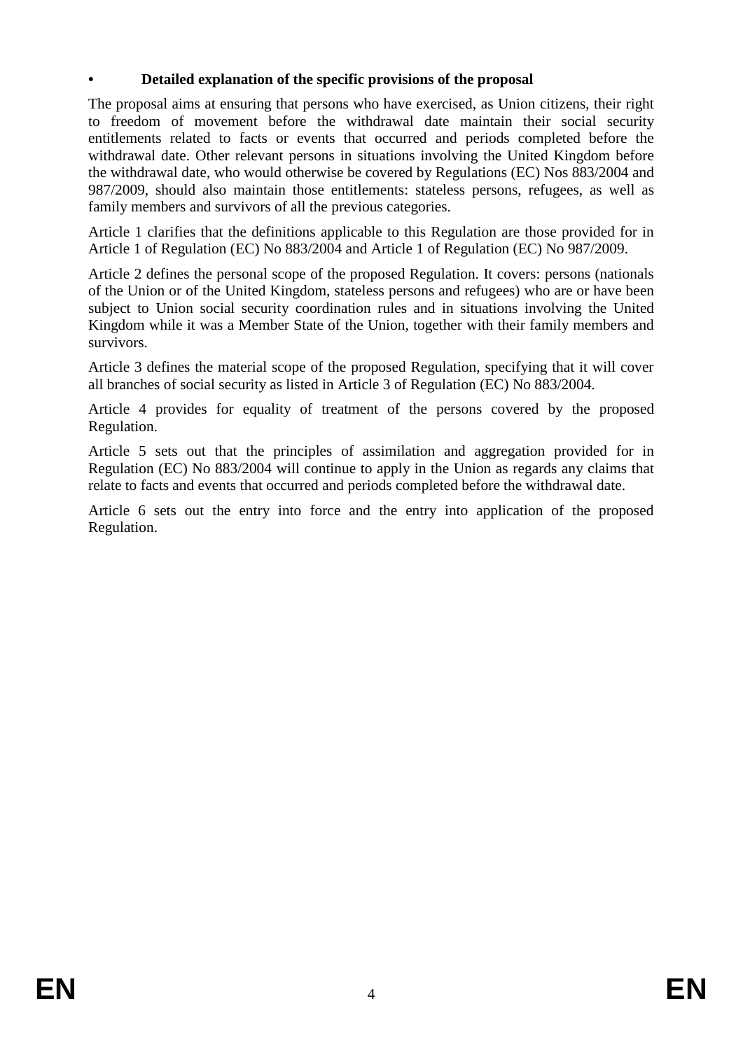- **Detailed explanation of the specific provisions of the proposal**

The proposal aims at ensuring that persons who have exercised, as Union citizens, their right to freedom of movement before the withdrawal date maintain their social security entitlements related to facts or events that occurred and periods completed before the withdrawal date. Other relevant persons in situations involving the United Kingdom before the withdrawal date, who would otherwise be covered by Regulations (EC) Nos 883/2004 and 987/2009, should also maintain those entitlements: stateless persons, refugees, as well as family members and survivors of all the previous categories.

Article 1 clarifies that the definitions applicable to this Regulation are those provided for in Article 1 of Regulation (EC) No 883/2004 and Article 1 of Regulation (EC) No 987/2009.

Article 2 defines the personal scope of the proposed Regulation. It covers: persons (nationals of the Union or of the United Kingdom, stateless persons and refugees) who are or have been subject to Union social security coordination rules and in situations involving the United Kingdom while it was a Member State of the Union, together with their family members and survivors.

Article 3 defines the material scope of the proposed Regulation, specifying that it will cover all branches of social security as listed in Article 3 of Regulation (EC) No 883/2004.

Article 4 provides for equality of treatment of the persons covered by the proposed Regulation.

Article 5 sets out that the principles of assimilation and aggregation provided for in Regulation (EC) No 883/2004 will continue to apply in the Union as regards any claims that relate to facts and events that occurred and periods completed before the withdrawal date.

Article 6 sets out the entry into force and the entry into application of the proposed Regulation.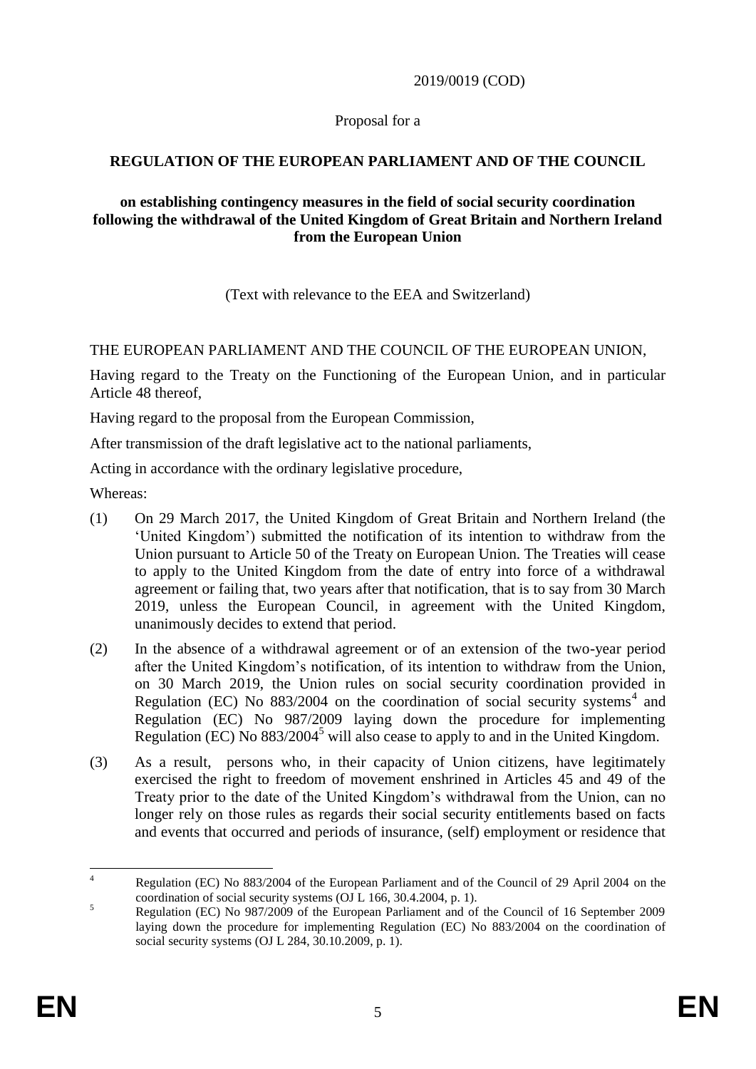2019/0019 (COD)

Proposal for a

**REGULATION OF THE EUROPEAN PARLIAMENT AND OF THE COUNCIL**

**on establishing contingency measures in the field of social security coordination following the withdrawal of the United Kingdom of Great Britain and Northern Ireland from the European Union**

(Text with relevance to the EEA and Switzerland)

THE EUROPEAN PARLIAMENT AND THE COUNCIL OF THE EUROPEAN UNION,

Having regard to the Treaty on the Functioning of the European Union, and in particular Article 48 thereof,

Having regard to the proposal from the European Commission,

After transmission of the draft legislative act to the national parliaments,

Acting in accordance with the ordinary legislative procedure,

Whereas:

(1) On 29 March 2017, the United Kingdom of Great Britain and Northern Ireland (the 'United Kingdom') submitted the notification of its intention to withdraw from the Union pursuant to Article 50 of the Treaty on European Union. The Treaties will cease to apply to the United Kingdom from the date of entry into force of a withdrawal agreement or failing that, two years after that notification, that is to say from 30 March 2019, unless the European Council, in agreement with the United Kingdom, unanimously decides to extend that period.

(2) In the absence of a withdrawal agreement or of an extension of the two-year period after the United Kingdom's notification, of its intention to withdraw from the Union, on 30 March 2019, the Union rules on social security coordination provided in Regulation (EC) No 883/2004 on the coordination of social security systems[4] and Regulation (EC) No 987/2009 laying down the procedure for implementing Regulation (EC) No 883/2004[5] will also cease to apply to and in the United Kingdom.

(3) As a result, persons who, in their capacity of Union citizens, have legitimately exercised the right to freedom of movement enshrined in Articles 45 and 49 of the Treaty prior to the date of the United Kingdom's withdrawal from the Union, can no longer rely on those rules as regards their social security entitlements based on facts and events that occurred and periods of insurance, (self) employment or residence that

---

[4] Regulation (EC) No 883/2004 of the European Parliament and of the Council of 29 April 2004 on the coordination of social security systems (OJ L 166, 30.4.2004, p. 1).

[5] Regulation (EC) No 987/2009 of the European Parliament and of the Council of 16 September 2009 laying down the procedure for implementing Regulation (EC) No 883/2004 on the coordination of social security systems (OJ L 284, 30.10.2009, p. 1).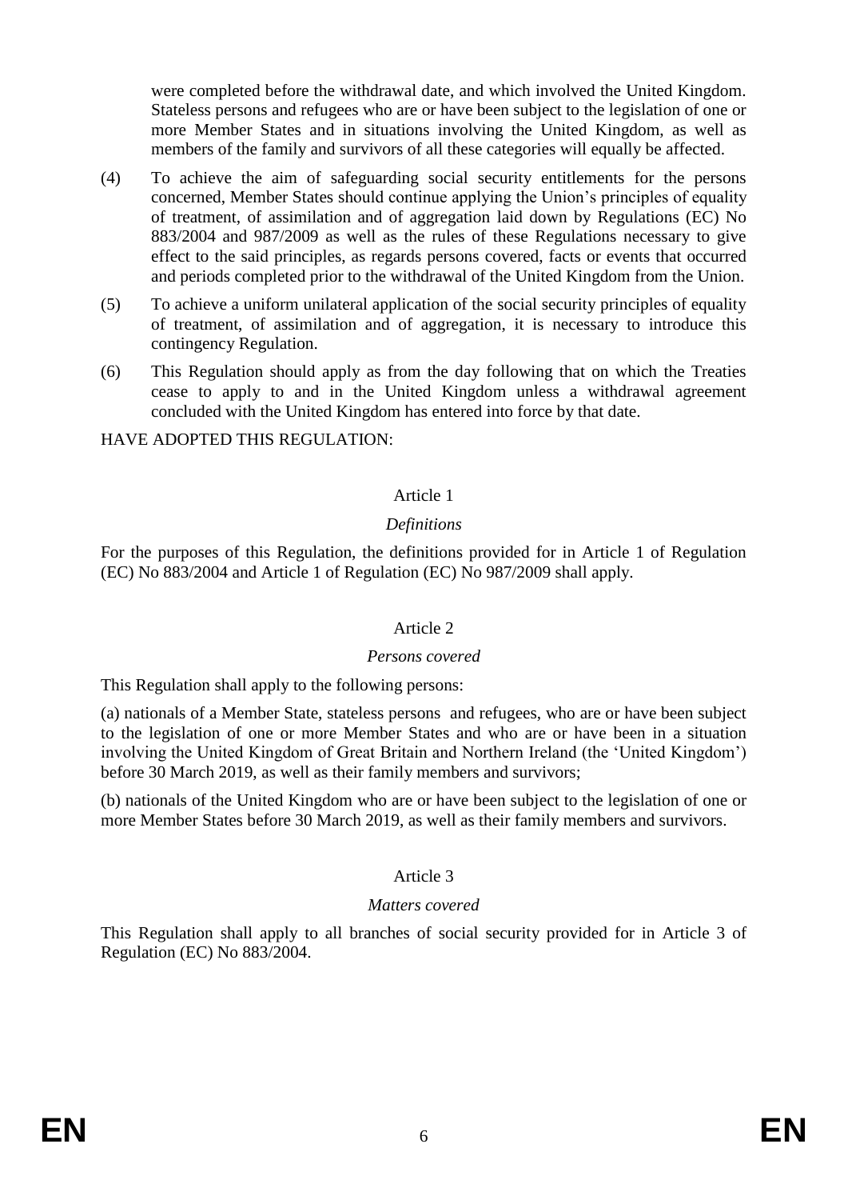were completed before the withdrawal date, and which involved the United Kingdom. Stateless persons and refugees who are or have been subject to the legislation of one or more Member States and in situations involving the United Kingdom, as well as members of the family and survivors of all these categories will equally be affected.

(4) To achieve the aim of safeguarding social security entitlements for the persons concerned, Member States should continue applying the Union's principles of equality of treatment, of assimilation and of aggregation laid down by Regulations (EC) No 883/2004 and 987/2009 as well as the rules of these Regulations necessary to give effect to the said principles, as regards persons covered, facts or events that occurred and periods completed prior to the withdrawal of the United Kingdom from the Union.

(5) To achieve a uniform unilateral application of the social security principles of equality of treatment, of assimilation and of aggregation, it is necessary to introduce this contingency Regulation.

(6) This Regulation should apply as from the day following that on which the Treaties cease to apply to and in the United Kingdom unless a withdrawal agreement concluded with the United Kingdom has entered into force by that date.

HAVE ADOPTED THIS REGULATION:

Article 1

*Definitions*

For the purposes of this Regulation, the definitions provided for in Article 1 of Regulation (EC) No 883/2004 and Article 1 of Regulation (EC) No 987/2009 shall apply.

Article 2

*Persons covered*

This Regulation shall apply to the following persons:

(a) nationals of a Member State, stateless persons and refugees, who are or have been subject to the legislation of one or more Member States and who are or have been in a situation involving the United Kingdom of Great Britain and Northern Ireland (the 'United Kingdom') before 30 March 2019, as well as their family members and survivors;

(b) nationals of the United Kingdom who are or have been subject to the legislation of one or more Member States before 30 March 2019, as well as their family members and survivors.

Article 3

*Matters covered*

This Regulation shall apply to all branches of social security provided for in Article 3 of Regulation (EC) No 883/2004.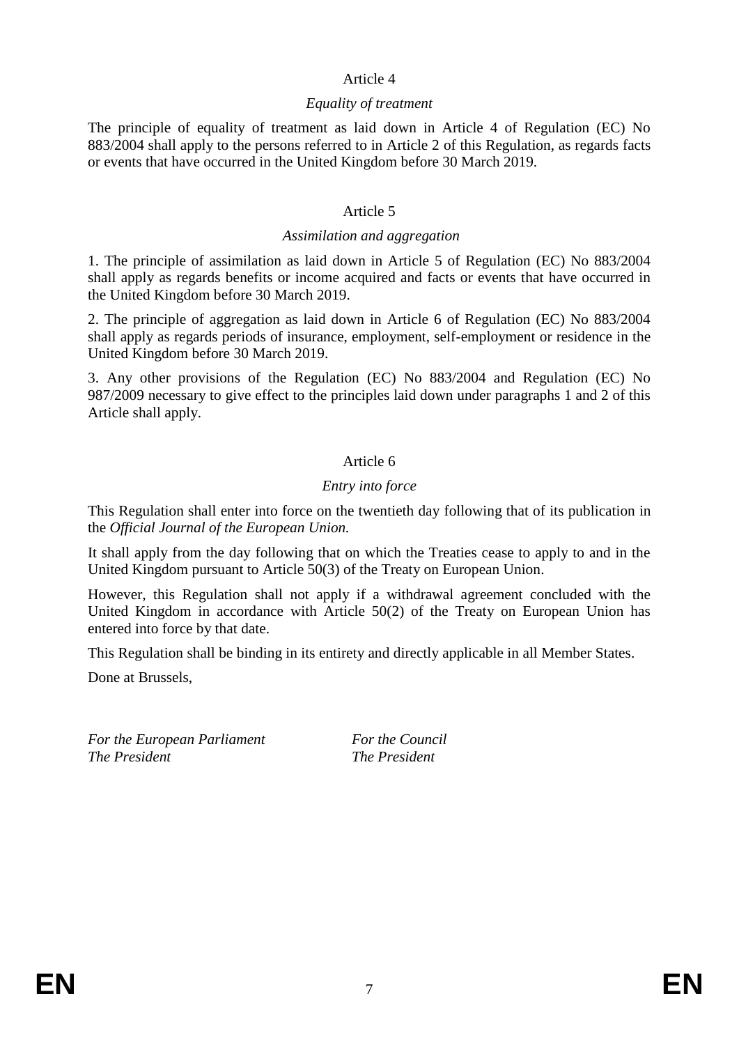Article 4

*Equality of treatment*

The principle of equality of treatment as laid down in Article 4 of Regulation (EC) No 883/2004 shall apply to the persons referred to in Article 2 of this Regulation, as regards facts or events that have occurred in the United Kingdom before 30 March 2019.

Article 5

*Assimilation and aggregation*

1. The principle of assimilation as laid down in Article 5 of Regulation (EC) No 883/2004 shall apply as regards benefits or income acquired and facts or events that have occurred in the United Kingdom before 30 March 2019.

2. The principle of aggregation as laid down in Article 6 of Regulation (EC) No 883/2004 shall apply as regards periods of insurance, employment, self-employment or residence in the United Kingdom before 30 March 2019.

3. Any other provisions of the Regulation (EC) No 883/2004 and Regulation (EC) No 987/2009 necessary to give effect to the principles laid down under paragraphs 1 and 2 of this Article shall apply.

Article 6

*Entry into force*

This Regulation shall enter into force on the twentieth day following that of its publication in the *Official Journal of the European Union.*

It shall apply from the day following that on which the Treaties cease to apply to and in the United Kingdom pursuant to Article 50(3) of the Treaty on European Union.

However, this Regulation shall not apply if a withdrawal agreement concluded with the United Kingdom in accordance with Article 50(2) of the Treaty on European Union has entered into force by that date.

This Regulation shall be binding in its entirety and directly applicable in all Member States.

Done at Brussels,

*For the European Parliament*
*The President*

*For the Council*
*The President*